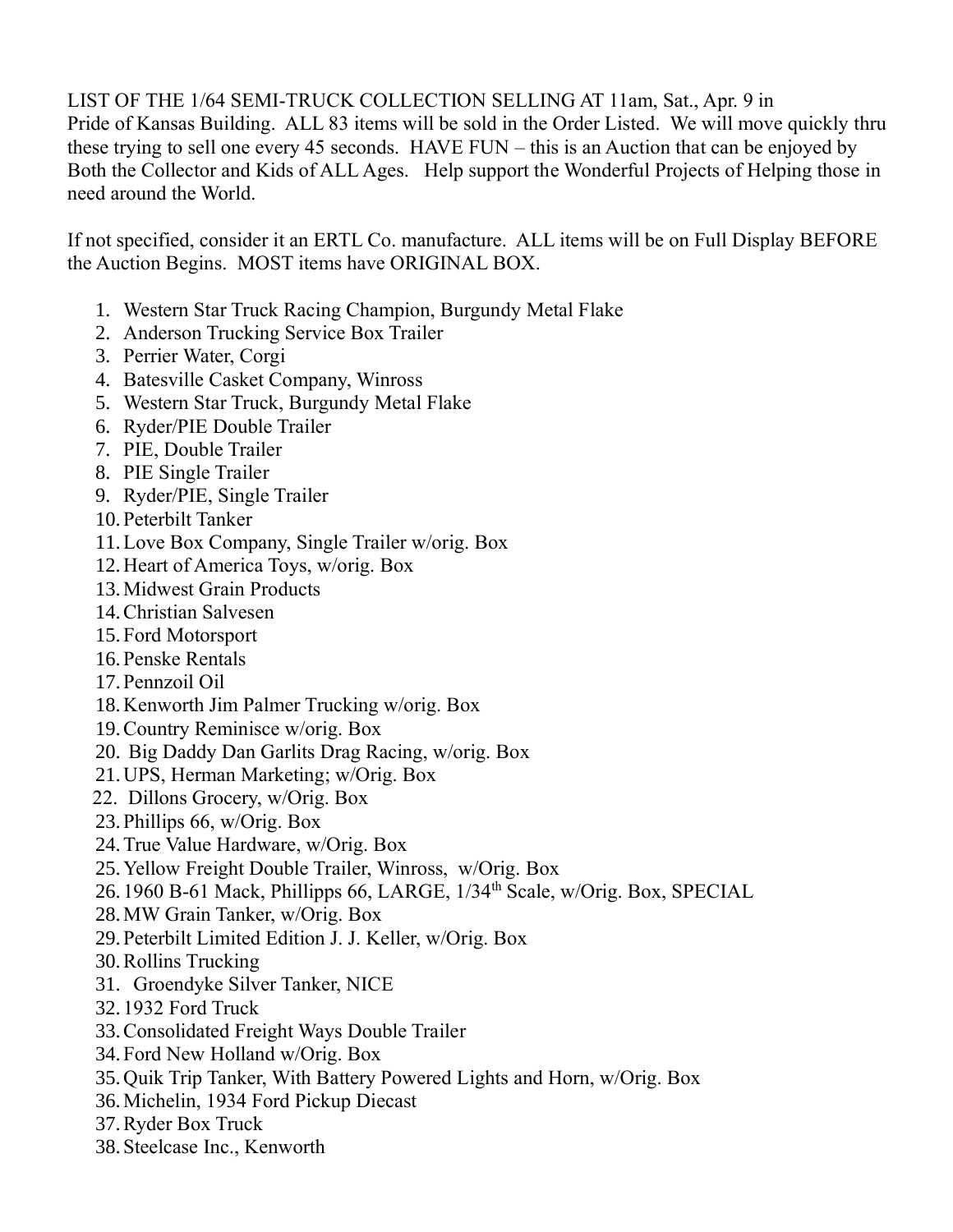LIST OF THE 1/64 SEMI-TRUCK COLLECTION SELLING AT 11am, Sat., Apr. 9 in Pride of Kansas Building. ALL 83 items will be sold in the Order Listed. We will move quickly thru these trying to sell one every 45 seconds. HAVE FUN – this is an Auction that can be enjoyed by Both the Collector and Kids of ALL Ages. Help support the Wonderful Projects of Helping those in need around the World.

If not specified, consider it an ERTL Co. manufacture. ALL items will be on Full Display BEFORE the Auction Begins. MOST items have ORIGINAL BOX.

1. Western Star Truck Racing Champion, Burgundy Metal Flake
2. Anderson Trucking Service Box Trailer
3. Perrier Water, Corgi
4. Batesville Casket Company, Winross
5. Western Star Truck, Burgundy Metal Flake
6. Ryder/PIE Double Trailer
7. PIE, Double Trailer
8. PIE Single Trailer
9. Ryder/PIE, Single Trailer
10. Peterbilt Tanker
11. Love Box Company, Single Trailer w/orig. Box
12. Heart of America Toys, w/orig. Box
13. Midwest Grain Products
14. Christian Salvesen
15. Ford Motorsport
16. Penske Rentals
17. Pennzoil Oil
18. Kenworth Jim Palmer Trucking w/orig. Box
19. Country Reminisce w/orig. Box
20. Big Daddy Dan Garlits Drag Racing, w/orig. Box
21. UPS, Herman Marketing; w/Orig. Box
22. Dillons Grocery, w/Orig. Box
23. Phillips 66, w/Orig. Box
24. True Value Hardware, w/Orig. Box
25. Yellow Freight Double Trailer, Winross, w/Orig. Box
26. 1960 B-61 Mack, Phillipps 66, LARGE, 1/34th Scale, w/Orig. Box, SPECIAL

28. MW Grain Tanker, w/Orig. Box
29. Peterbilt Limited Edition J. J. Keller, w/Orig. Box
30. Rollins Trucking
31. Groendyke Silver Tanker, NICE
32. 1932 Ford Truck
33. Consolidated Freight Ways Double Trailer
34. Ford New Holland w/Orig. Box
35. Quik Trip Tanker, With Battery Powered Lights and Horn, w/Orig. Box
36. Michelin, 1934 Ford Pickup Diecast
37. Ryder Box Truck
38. Steelcase Inc., Kenworth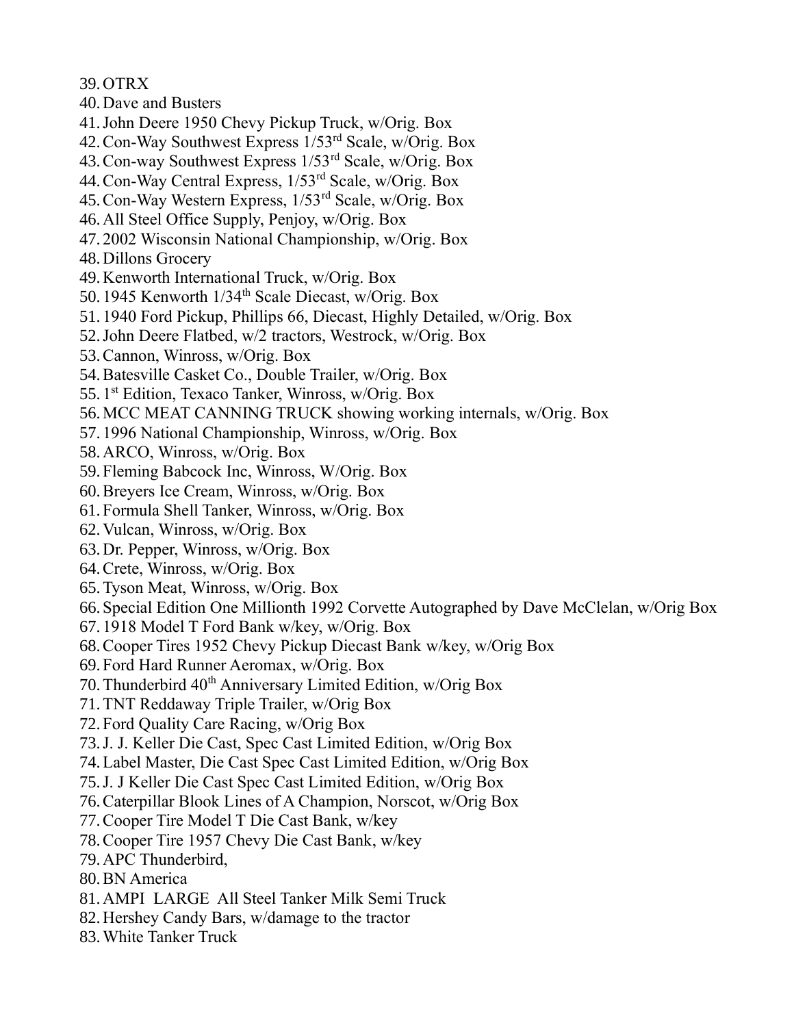39. OTRX
40. Dave and Busters
41. John Deere 1950 Chevy Pickup Truck, w/Orig. Box
42. Con-Way Southwest Express 1/53rd Scale, w/Orig. Box
43. Con-way Southwest Express 1/53rd Scale, w/Orig. Box
44. Con-Way Central Express, 1/53rd Scale, w/Orig. Box
45. Con-Way Western Express, 1/53rd Scale, w/Orig. Box
46. All Steel Office Supply, Penjoy, w/Orig. Box
47. 2002 Wisconsin National Championship, w/Orig. Box
48. Dillons Grocery
49. Kenworth International Truck, w/Orig. Box
50. 1945 Kenworth 1/34th Scale Diecast, w/Orig. Box
51. 1940 Ford Pickup, Phillips 66, Diecast, Highly Detailed, w/Orig. Box
52. John Deere Flatbed, w/2 tractors, Westrock, w/Orig. Box
53. Cannon, Winross, w/Orig. Box
54. Batesville Casket Co., Double Trailer, w/Orig. Box
55. 1st Edition, Texaco Tanker, Winross, w/Orig. Box
56. MCC MEAT CANNING TRUCK showing working internals, w/Orig. Box
57. 1996 National Championship, Winross, w/Orig. Box
58. ARCO, Winross, w/Orig. Box
59. Fleming Babcock Inc, Winross, W/Orig. Box
60. Breyers Ice Cream, Winross, w/Orig. Box
61. Formula Shell Tanker, Winross, w/Orig. Box
62. Vulcan, Winross, w/Orig. Box
63. Dr. Pepper, Winross, w/Orig. Box
64. Crete, Winross, w/Orig. Box
65. Tyson Meat, Winross, w/Orig. Box
66. Special Edition One Millionth 1992 Corvette Autographed by Dave McClelan, w/Orig Box
67. 1918 Model T Ford Bank w/key, w/Orig. Box
68. Cooper Tires 1952 Chevy Pickup Diecast Bank w/key, w/Orig Box
69. Ford Hard Runner Aeromax, w/Orig. Box
70. Thunderbird 40th Anniversary Limited Edition, w/Orig Box
71. TNT Reddaway Triple Trailer, w/Orig Box
72. Ford Quality Care Racing, w/Orig Box
73. J. J. Keller Die Cast, Spec Cast Limited Edition, w/Orig Box
74. Label Master, Die Cast Spec Cast Limited Edition, w/Orig Box
75. J. J Keller Die Cast Spec Cast Limited Edition, w/Orig Box
76. Caterpillar Blook Lines of A Champion, Norscot, w/Orig Box
77. Cooper Tire Model T Die Cast Bank, w/key
78. Cooper Tire 1957 Chevy Die Cast Bank, w/key
79. APC Thunderbird,
80. BN America
81. AMPI LARGE All Steel Tanker Milk Semi Truck
82. Hershey Candy Bars, w/damage to the tractor
83. White Tanker Truck